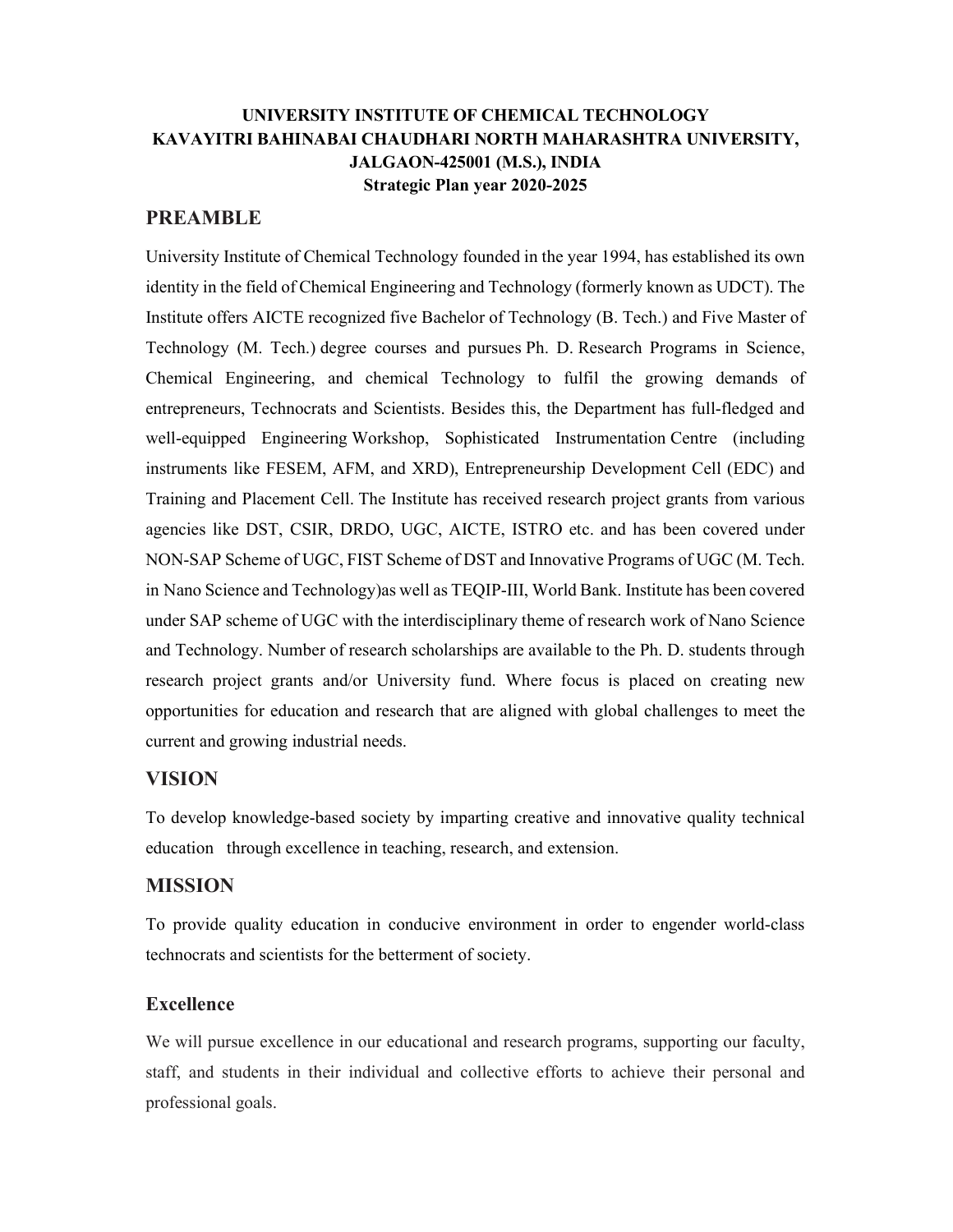**UNIVERSITY INSTITUTE OF CHEMICAL TECHNOLOGY**
**KAVAYITRI BAHINABAI CHAUDHARI NORTH MAHARASHTRA UNIVERSITY, JALGAON-425001 (M.S.), INDIA**
**Strategic Plan year 2020-2025**

## PREAMBLE

University Institute of Chemical Technology founded in the year 1994, has established its own identity in the field of Chemical Engineering and Technology (formerly known as UDCT). The Institute offers AICTE recognized five Bachelor of Technology (B. Tech.) and Five Master of Technology (M. Tech.) degree courses and pursues Ph. D. Research Programs in Science, Chemical Engineering, and chemical Technology to fulfil the growing demands of entrepreneurs, Technocrats and Scientists. Besides this, the Department has full-fledged and well-equipped Engineering Workshop, Sophisticated Instrumentation Centre (including instruments like FESEM, AFM, and XRD), Entrepreneurship Development Cell (EDC) and Training and Placement Cell. The Institute has received research project grants from various agencies like DST, CSIR, DRDO, UGC, AICTE, ISTRO etc. and has been covered under NON-SAP Scheme of UGC, FIST Scheme of DST and Innovative Programs of UGC (M. Tech. in Nano Science and Technology)as well as TEQIP-III, World Bank. Institute has been covered under SAP scheme of UGC with the interdisciplinary theme of research work of Nano Science and Technology. Number of research scholarships are available to the Ph. D. students through research project grants and/or University fund. Where focus is placed on creating new opportunities for education and research that are aligned with global challenges to meet the current and growing industrial needs.

## VISION

To develop knowledge-based society by imparting creative and innovative quality technical education through excellence in teaching, research, and extension.

## MISSION

To provide quality education in conducive environment in order to engender world-class technocrats and scientists for the betterment of society.

### Excellence

We will pursue excellence in our educational and research programs, supporting our faculty, staff, and students in their individual and collective efforts to achieve their personal and professional goals.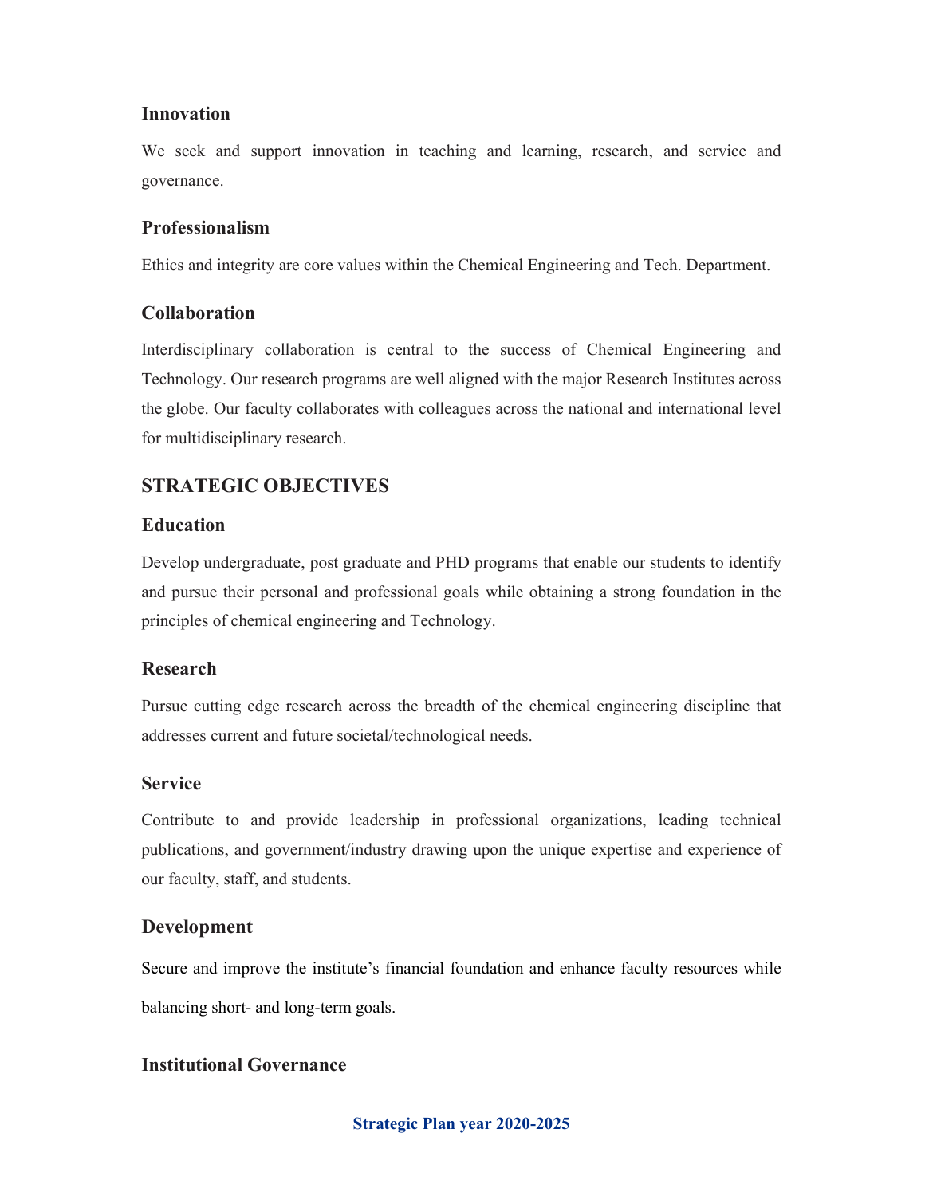### Innovation

We seek and support innovation in teaching and learning, research, and service and governance.

### Professionalism

Ethics and integrity are core values within the Chemical Engineering and Tech. Department.

### Collaboration

Interdisciplinary collaboration is central to the success of Chemical Engineering and Technology. Our research programs are well aligned with the major Research Institutes across the globe. Our faculty collaborates with colleagues across the national and international level for multidisciplinary research.

## STRATEGIC OBJECTIVES

### Education

Develop undergraduate, post graduate and PHD programs that enable our students to identify and pursue their personal and professional goals while obtaining a strong foundation in the principles of chemical engineering and Technology.

### Research

Pursue cutting edge research across the breadth of the chemical engineering discipline that addresses current and future societal/technological needs.

### Service

Contribute to and provide leadership in professional organizations, leading technical publications, and government/industry drawing upon the unique expertise and experience of our faculty, staff, and students.

### Development

Secure and improve the institute's financial foundation and enhance faculty resources while balancing short- and long-term goals.

### Institutional Governance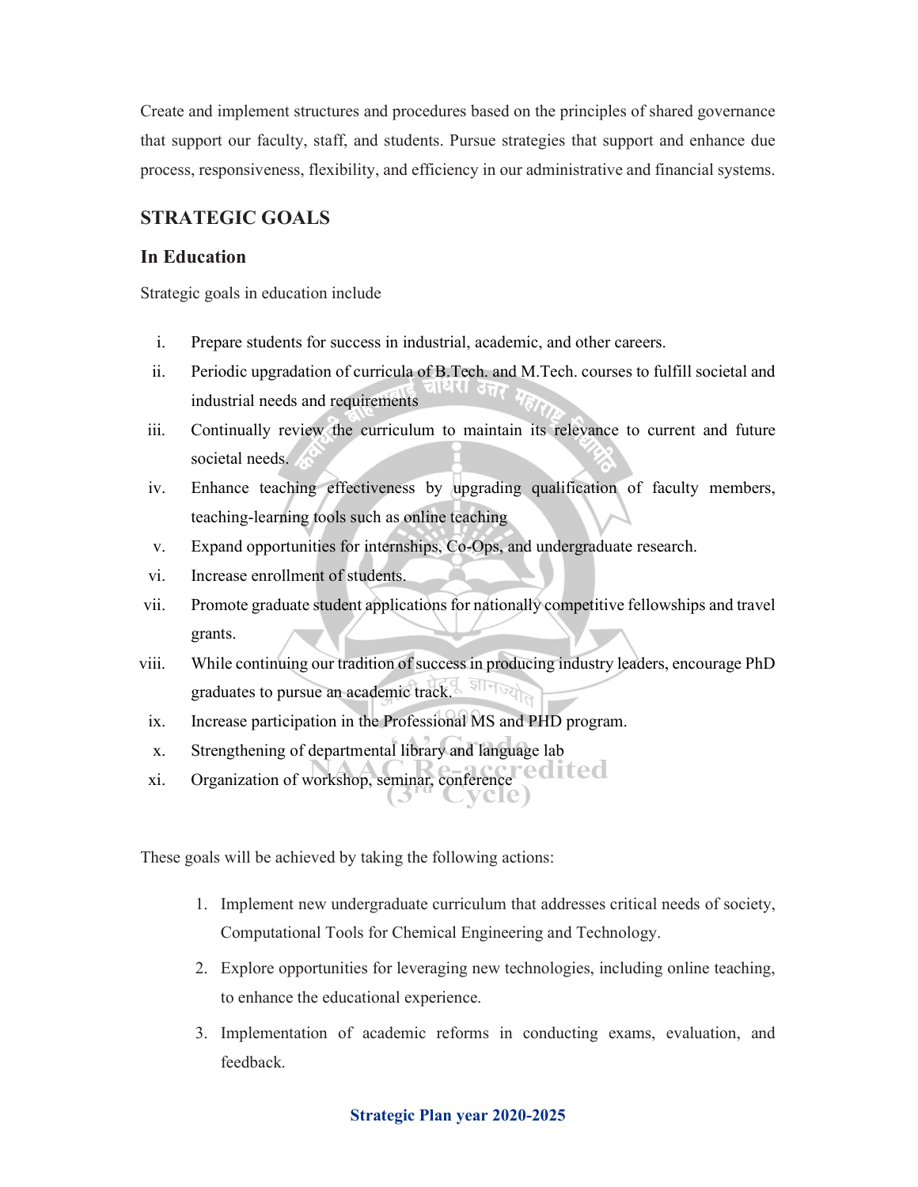Create and implement structures and procedures based on the principles of shared governance that support our faculty, staff, and students. Pursue strategies that support and enhance due process, responsiveness, flexibility, and efficiency in our administrative and financial systems.

## STRATEGIC GOALS

### In Education

Strategic goals in education include

i. Prepare students for success in industrial, academic, and other careers.
ii. Periodic upgradation of curricula of B.Tech. and M.Tech. courses to fulfill societal and industrial needs and requirements
iii. Continually review the curriculum to maintain its relevance to current and future societal needs.
iv. Enhance teaching effectiveness by upgrading qualification of faculty members, teaching-learning tools such as online teaching
v. Expand opportunities for internships, Co-Ops, and undergraduate research.
vi. Increase enrollment of students.
vii. Promote graduate student applications for nationally competitive fellowships and travel grants.
viii. While continuing our tradition of success in producing industry leaders, encourage PhD graduates to pursue an academic track.
ix. Increase participation in the Professional MS and PHD program.
x. Strengthening of departmental library and language lab
xi. Organization of workshop, seminar, conference

These goals will be achieved by taking the following actions:

1. Implement new undergraduate curriculum that addresses critical needs of society, Computational Tools for Chemical Engineering and Technology.
2. Explore opportunities for leveraging new technologies, including online teaching, to enhance the educational experience.
3. Implementation of academic reforms in conducting exams, evaluation, and feedback.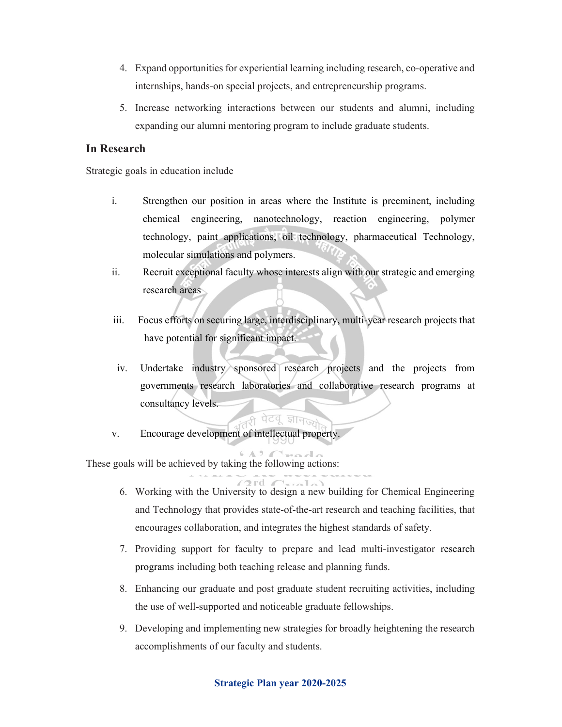4. Expand opportunities for experiential learning including research, co-operative and internships, hands-on special projects, and entrepreneurship programs.
5. Increase networking interactions between our students and alumni, including expanding our alumni mentoring program to include graduate students.

## In Research

Strategic goals in education include

i. Strengthen our position in areas where the Institute is preeminent, including chemical engineering, nanotechnology, reaction engineering, polymer technology, paint applications, oil technology, pharmaceutical Technology, molecular simulations and polymers.

ii. Recruit exceptional faculty whose interests align with our strategic and emerging research areas

iii. Focus efforts on securing large, interdisciplinary, multi-year research projects that have potential for significant impact.

iv. Undertake industry sponsored research projects and the projects from governments research laboratories and collaborative research programs at consultancy levels.

v. Encourage development of intellectual property.

These goals will be achieved by taking the following actions:

6. Working with the University to design a new building for Chemical Engineering and Technology that provides state-of-the-art research and teaching facilities, that encourages collaboration, and integrates the highest standards of safety.
7. Providing support for faculty to prepare and lead multi-investigator research programs including both teaching release and planning funds.
8. Enhancing our graduate and post graduate student recruiting activities, including the use of well-supported and noticeable graduate fellowships.
9. Developing and implementing new strategies for broadly heightening the research accomplishments of our faculty and students.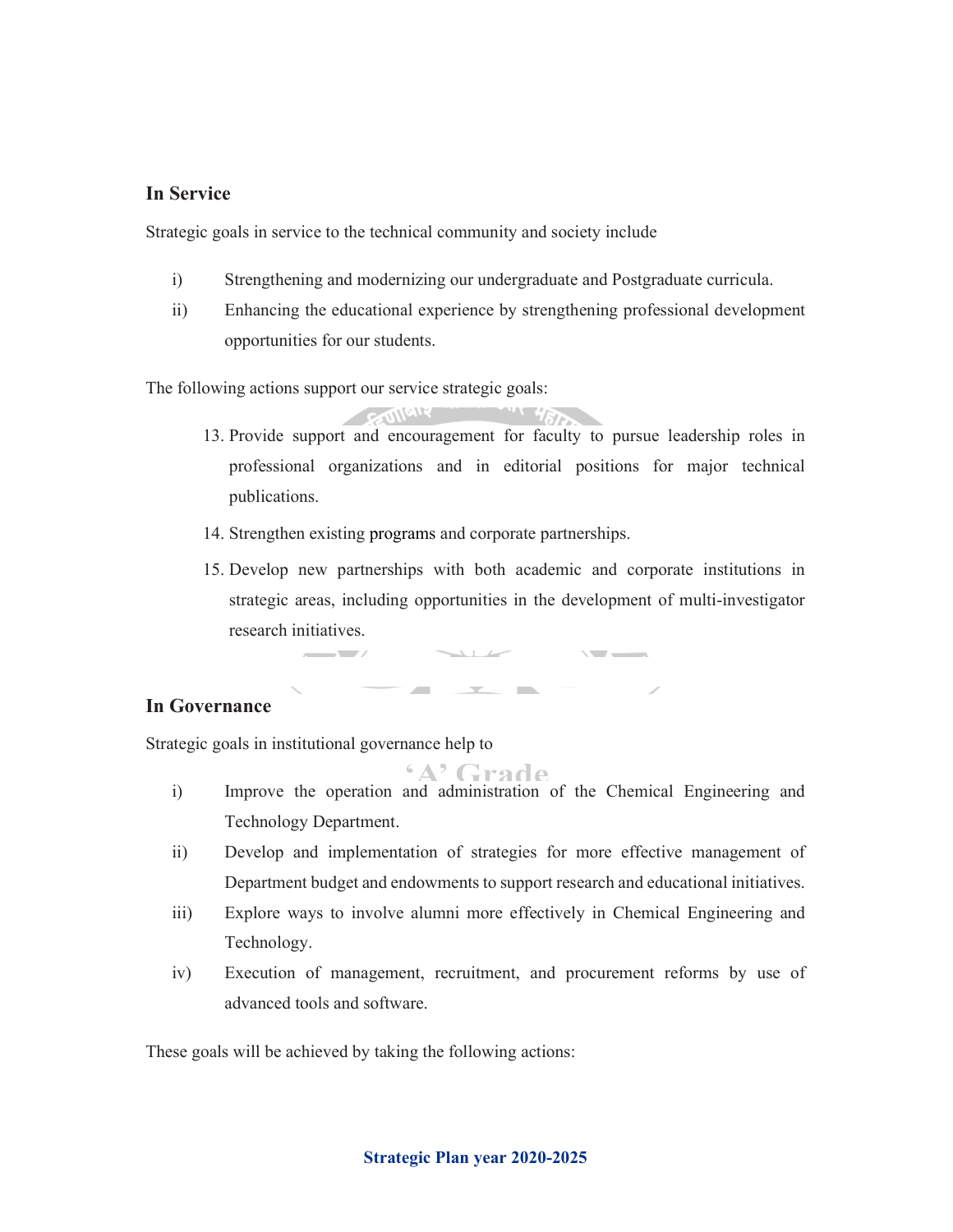## In Service

Strategic goals in service to the technical community and society include

i) Strengthening and modernizing our undergraduate and Postgraduate curricula.

ii) Enhancing the educational experience by strengthening professional development opportunities for our students.

The following actions support our service strategic goals:

13. Provide support and encouragement for faculty to pursue leadership roles in professional organizations and in editorial positions for major technical publications.
14. Strengthen existing programs and corporate partnerships.
15. Develop new partnerships with both academic and corporate institutions in strategic areas, including opportunities in the development of multi-investigator research initiatives.

## In Governance

Strategic goals in institutional governance help to

i) Improve the operation and administration of the Chemical Engineering and Technology Department.

ii) Develop and implementation of strategies for more effective management of Department budget and endowments to support research and educational initiatives.

iii) Explore ways to involve alumni more effectively in Chemical Engineering and Technology.

iv) Execution of management, recruitment, and procurement reforms by use of advanced tools and software.

These goals will be achieved by taking the following actions: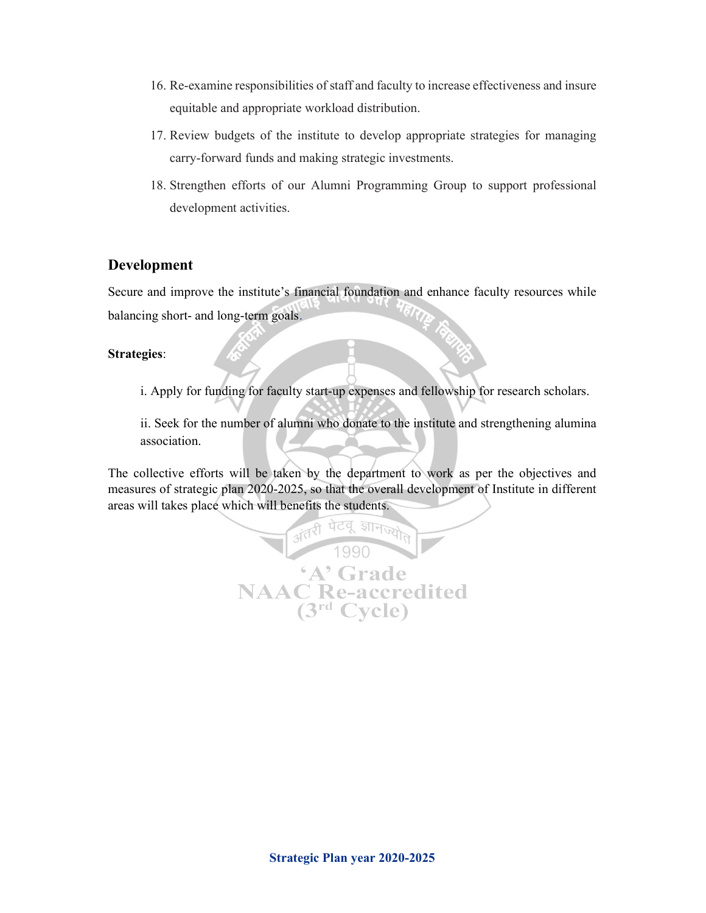16. Re-examine responsibilities of staff and faculty to increase effectiveness and insure equitable and appropriate workload distribution.
17. Review budgets of the institute to develop appropriate strategies for managing carry-forward funds and making strategic investments.
18. Strengthen efforts of our Alumni Programming Group to support professional development activities.

## Development

Secure and improve the institute's financial foundation and enhance faculty resources while balancing short- and long-term goals.

**Strategies**:

i. Apply for funding for faculty start-up expenses and fellowship for research scholars.

ii. Seek for the number of alumni who donate to the institute and strengthening alumina association.

The collective efforts will be taken by the department to work as per the objectives and measures of strategic plan 2020-2025, so that the overall development of Institute in different areas will takes place which will benefits the students.